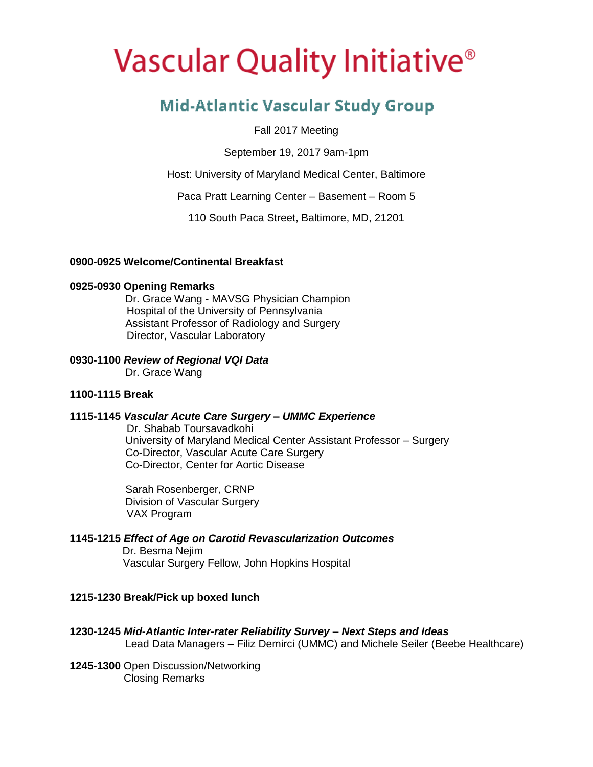# Vascular Quality Initiative®

## Mid-Atlantic Vascular Study Group

Fall 2017 Meeting

September 19, 2017 9am-1pm

Host: University of Maryland Medical Center, Baltimore

Paca Pratt Learning Center – Basement – Room 5

110 South Paca Street, Baltimore, MD, 21201

**0900-0925 Welcome/Continental Breakfast**

**0925-0930 Opening Remarks**
Dr. Grace Wang - MAVSG Physician Champion
Hospital of the University of Pennsylvania
Assistant Professor of Radiology and Surgery
Director, Vascular Laboratory

**0930-1100 *Review of Regional VQI Data***
Dr. Grace Wang

**1100-1115 Break**

**1115-1145 *Vascular Acute Care Surgery – UMMC Experience***
Dr. Shabab Toursavadkohi
University of Maryland Medical Center Assistant Professor – Surgery
Co-Director, Vascular Acute Care Surgery
Co-Director, Center for Aortic Disease

Sarah Rosenberger, CRNP
Division of Vascular Surgery
VAX Program

**1145-1215 *Effect of Age on Carotid Revascularization Outcomes***
Dr. Besma Nejim
Vascular Surgery Fellow, John Hopkins Hospital

**1215-1230 Break/Pick up boxed lunch**

**1230-1245 *Mid-Atlantic Inter-rater Reliability Survey – Next Steps and Ideas***
Lead Data Managers – Filiz Demirci (UMMC) and Michele Seiler (Beebe Healthcare)

**1245-1300** Open Discussion/Networking
Closing Remarks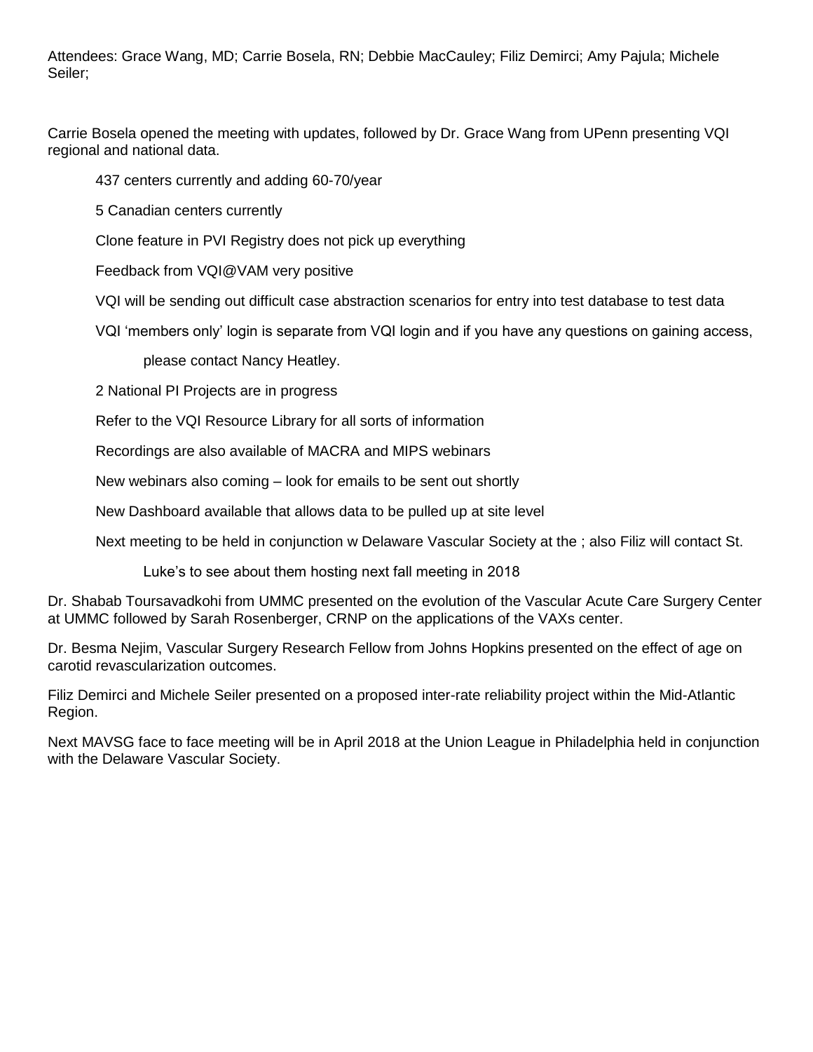Attendees: Grace Wang, MD; Carrie Bosela, RN; Debbie MacCauley; Filiz Demirci; Amy Pajula; Michele Seiler;

Carrie Bosela opened the meeting with updates, followed by Dr. Grace Wang from UPenn presenting VQI regional and national data.

- 437 centers currently and adding 60-70/year
- 5 Canadian centers currently
- Clone feature in PVI Registry does not pick up everything
- Feedback from VQI@VAM very positive
- VQI will be sending out difficult case abstraction scenarios for entry into test database to test data
- VQI 'members only' login is separate from VQI login and if you have any questions on gaining access, please contact Nancy Heatley.
- 2 National PI Projects are in progress
- Refer to the VQI Resource Library for all sorts of information
- Recordings are also available of MACRA and MIPS webinars
- New webinars also coming – look for emails to be sent out shortly
- New Dashboard available that allows data to be pulled up at site level
- Next meeting to be held in conjunction w Delaware Vascular Society at the ; also Filiz will contact St. Luke's to see about them hosting next fall meeting in 2018

Dr. Shabab Toursavadkohi from UMMC presented on the evolution of the Vascular Acute Care Surgery Center at UMMC followed by Sarah Rosenberger, CRNP on the applications of the VAXs center.

Dr. Besma Nejim, Vascular Surgery Research Fellow from Johns Hopkins presented on the effect of age on carotid revascularization outcomes.

Filiz Demirci and Michele Seiler presented on a proposed inter-rate reliability project within the Mid-Atlantic Region.

Next MAVSG face to face meeting will be in April 2018 at the Union League in Philadelphia held in conjunction with the Delaware Vascular Society.